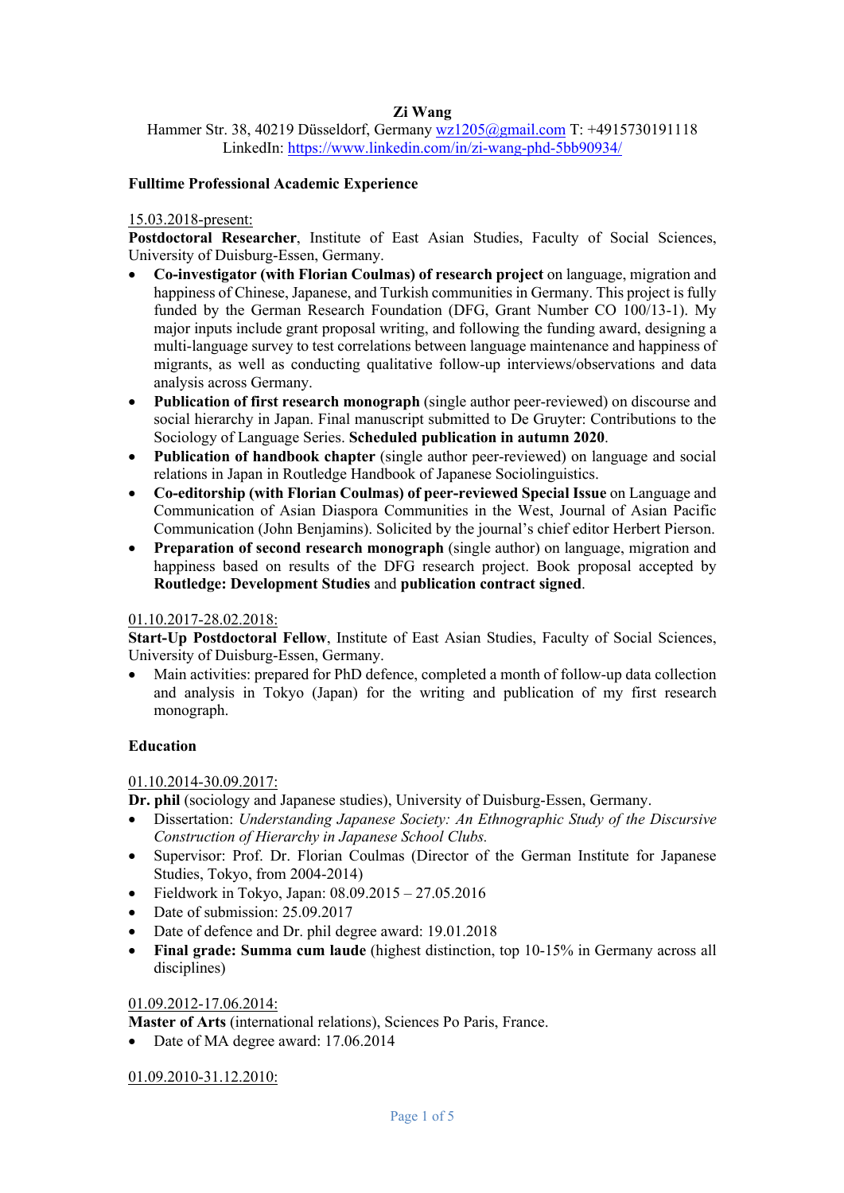# Zi Wang

Hammer Str. 38, 40219 Düsseldorf, Germany wz1205@gmail.com T: +4915730191118
LinkedIn: https://www.linkedin.com/in/zi-wang-phd-5bb90934/

## Fulltime Professional Academic Experience

15.03.2018-present:

**Postdoctoral Researcher**, Institute of East Asian Studies, Faculty of Social Sciences, University of Duisburg-Essen, Germany.

- **Co-investigator (with Florian Coulmas) of research project** on language, migration and happiness of Chinese, Japanese, and Turkish communities in Germany. This project is fully funded by the German Research Foundation (DFG, Grant Number CO 100/13-1). My major inputs include grant proposal writing, and following the funding award, designing a multi-language survey to test correlations between language maintenance and happiness of migrants, as well as conducting qualitative follow-up interviews/observations and data analysis across Germany.
- **Publication of first research monograph** (single author peer-reviewed) on discourse and social hierarchy in Japan. Final manuscript submitted to De Gruyter: Contributions to the Sociology of Language Series. **Scheduled publication in autumn 2020**.
- **Publication of handbook chapter** (single author peer-reviewed) on language and social relations in Japan in Routledge Handbook of Japanese Sociolinguistics.
- **Co-editorship (with Florian Coulmas) of peer-reviewed Special Issue** on Language and Communication of Asian Diaspora Communities in the West, Journal of Asian Pacific Communication (John Benjamins). Solicited by the journal's chief editor Herbert Pierson.
- **Preparation of second research monograph** (single author) on language, migration and happiness based on results of the DFG research project. Book proposal accepted by **Routledge: Development Studies** and **publication contract signed**.

01.10.2017-28.02.2018:

**Start-Up Postdoctoral Fellow**, Institute of East Asian Studies, Faculty of Social Sciences, University of Duisburg-Essen, Germany.

- Main activities: prepared for PhD defence, completed a month of follow-up data collection and analysis in Tokyo (Japan) for the writing and publication of my first research monograph.

## Education

01.10.2014-30.09.2017:

**Dr. phil** (sociology and Japanese studies), University of Duisburg-Essen, Germany.

- Dissertation: *Understanding Japanese Society: An Ethnographic Study of the Discursive Construction of Hierarchy in Japanese School Clubs.*
- Supervisor: Prof. Dr. Florian Coulmas (Director of the German Institute for Japanese Studies, Tokyo, from 2004-2014)
- Fieldwork in Tokyo, Japan: 08.09.2015 – 27.05.2016
- Date of submission: 25.09.2017
- Date of defence and Dr. phil degree award: 19.01.2018
- **Final grade: Summa cum laude** (highest distinction, top 10-15% in Germany across all disciplines)

01.09.2012-17.06.2014:

**Master of Arts** (international relations), Sciences Po Paris, France.

- Date of MA degree award: 17.06.2014

01.09.2010-31.12.2010: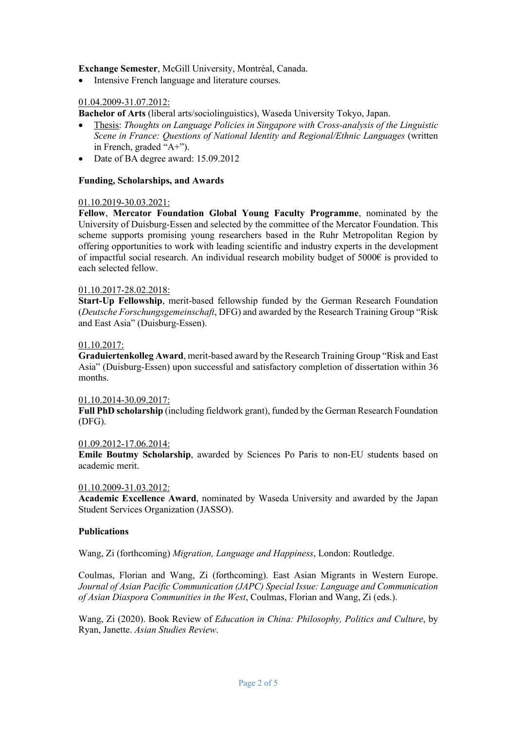**Exchange Semester**, McGill University, Montréal, Canada.

- Intensive French language and literature courses.

01.04.2009-31.07.2012:

**Bachelor of Arts** (liberal arts/sociolinguistics), Waseda University Tokyo, Japan.

- Thesis: *Thoughts on Language Policies in Singapore with Cross-analysis of the Linguistic Scene in France: Questions of National Identity and Regional/Ethnic Languages* (written in French, graded "A+").
- Date of BA degree award: 15.09.2012

**Funding, Scholarships, and Awards**

01.10.2019-30.03.2021:

**Fellow**, **Mercator Foundation Global Young Faculty Programme**, nominated by the University of Duisburg-Essen and selected by the committee of the Mercator Foundation. This scheme supports promising young researchers based in the Ruhr Metropolitan Region by offering opportunities to work with leading scientific and industry experts in the development of impactful social research. An individual research mobility budget of 5000€ is provided to each selected fellow.

01.10.2017-28.02.2018:

**Start-Up Fellowship**, merit-based fellowship funded by the German Research Foundation (*Deutsche Forschungsgemeinschaft*, DFG) and awarded by the Research Training Group "Risk and East Asia" (Duisburg-Essen).

01.10.2017:

**Graduiertenkolleg Award**, merit-based award by the Research Training Group "Risk and East Asia" (Duisburg-Essen) upon successful and satisfactory completion of dissertation within 36 months.

01.10.2014-30.09.2017:

**Full PhD scholarship** (including fieldwork grant), funded by the German Research Foundation (DFG).

01.09.2012-17.06.2014:

**Emile Boutmy Scholarship**, awarded by Sciences Po Paris to non-EU students based on academic merit.

01.10.2009-31.03.2012:

**Academic Excellence Award**, nominated by Waseda University and awarded by the Japan Student Services Organization (JASSO).

**Publications**

Wang, Zi (forthcoming) *Migration, Language and Happiness*, London: Routledge.

Coulmas, Florian and Wang, Zi (forthcoming). East Asian Migrants in Western Europe. *Journal of Asian Pacific Communication (JAPC) Special Issue: Language and Communication of Asian Diaspora Communities in the West*, Coulmas, Florian and Wang, Zi (eds.).

Wang, Zi (2020). Book Review of *Education in China: Philosophy, Politics and Culture*, by Ryan, Janette. *Asian Studies Review*.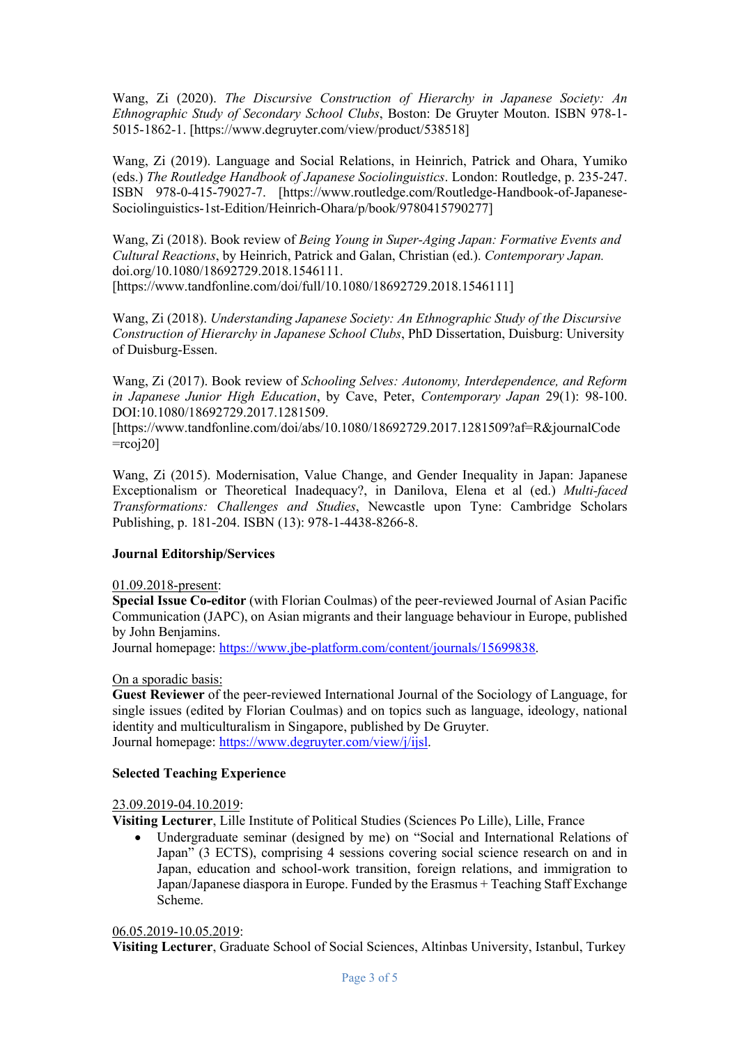Wang, Zi (2020). *The Discursive Construction of Hierarchy in Japanese Society: An Ethnographic Study of Secondary School Clubs*, Boston: De Gruyter Mouton. ISBN 978-1-5015-1862-1. [https://www.degruyter.com/view/product/538518]

Wang, Zi (2019). Language and Social Relations, in Heinrich, Patrick and Ohara, Yumiko (eds.) *The Routledge Handbook of Japanese Sociolinguistics*. London: Routledge, p. 235-247. ISBN 978-0-415-79027-7. [https://www.routledge.com/Routledge-Handbook-of-Japanese-Sociolinguistics-1st-Edition/Heinrich-Ohara/p/book/9780415790277]

Wang, Zi (2018). Book review of *Being Young in Super-Aging Japan: Formative Events and Cultural Reactions*, by Heinrich, Patrick and Galan, Christian (ed.). *Contemporary Japan.* doi.org/10.1080/18692729.2018.1546111. [https://www.tandfonline.com/doi/full/10.1080/18692729.2018.1546111]

Wang, Zi (2018). *Understanding Japanese Society: An Ethnographic Study of the Discursive Construction of Hierarchy in Japanese School Clubs*, PhD Dissertation, Duisburg: University of Duisburg-Essen.

Wang, Zi (2017). Book review of *Schooling Selves: Autonomy, Interdependence, and Reform in Japanese Junior High Education*, by Cave, Peter, *Contemporary Japan* 29(1): 98-100. DOI:10.1080/18692729.2017.1281509. [https://www.tandfonline.com/doi/abs/10.1080/18692729.2017.1281509?af=R&journalCode=rcoj20]

Wang, Zi (2015). Modernisation, Value Change, and Gender Inequality in Japan: Japanese Exceptionalism or Theoretical Inadequacy?, in Danilova, Elena et al (ed.) *Multi-faced Transformations: Challenges and Studies*, Newcastle upon Tyne: Cambridge Scholars Publishing, p. 181-204. ISBN (13): 978-1-4438-8266-8.

**Journal Editorship/Services**

01.09.2018-present:
**Special Issue Co-editor** (with Florian Coulmas) of the peer-reviewed Journal of Asian Pacific Communication (JAPC), on Asian migrants and their language behaviour in Europe, published by John Benjamins.
Journal homepage: https://www.jbe-platform.com/content/journals/15699838.

On a sporadic basis:
**Guest Reviewer** of the peer-reviewed International Journal of the Sociology of Language, for single issues (edited by Florian Coulmas) and on topics such as language, ideology, national identity and multiculturalism in Singapore, published by De Gruyter.
Journal homepage: https://www.degruyter.com/view/j/ijsl.

**Selected Teaching Experience**

23.09.2019-04.10.2019:
**Visiting Lecturer**, Lille Institute of Political Studies (Sciences Po Lille), Lille, France

- Undergraduate seminar (designed by me) on "Social and International Relations of Japan" (3 ECTS), comprising 4 sessions covering social science research on and in Japan, education and school-work transition, foreign relations, and immigration to Japan/Japanese diaspora in Europe. Funded by the Erasmus + Teaching Staff Exchange Scheme.

06.05.2019-10.05.2019:
**Visiting Lecturer**, Graduate School of Social Sciences, Altinbas University, Istanbul, Turkey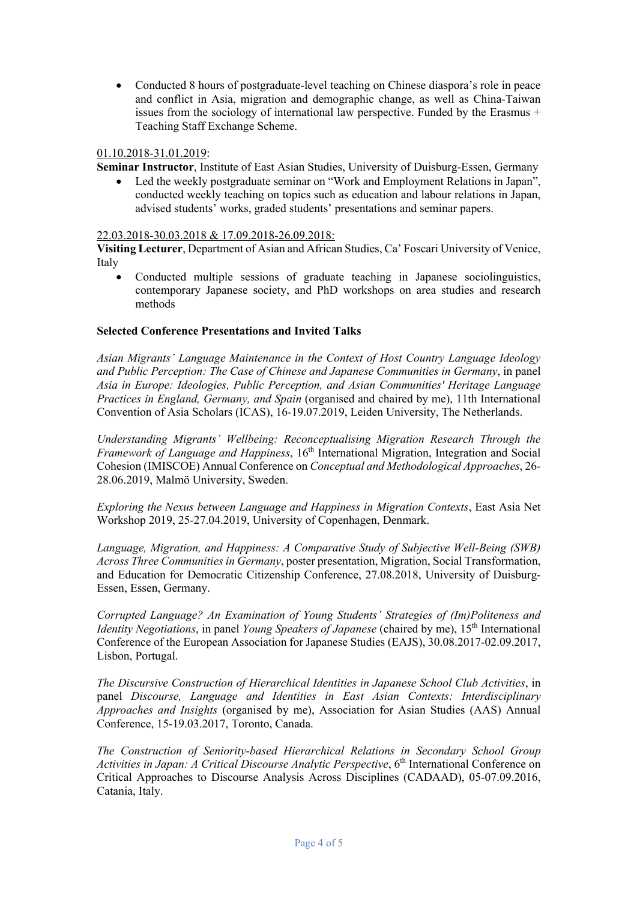- Conducted 8 hours of postgraduate-level teaching on Chinese diaspora's role in peace and conflict in Asia, migration and demographic change, as well as China-Taiwan issues from the sociology of international law perspective. Funded by the Erasmus + Teaching Staff Exchange Scheme.

<u>01.10.2018-31.01.2019</u>:

**Seminar Instructor**, Institute of East Asian Studies, University of Duisburg-Essen, Germany

- Led the weekly postgraduate seminar on "Work and Employment Relations in Japan", conducted weekly teaching on topics such as education and labour relations in Japan, advised students' works, graded students' presentations and seminar papers.

<u>22.03.2018-30.03.2018 & 17.09.2018-26.09.2018:</u>

**Visiting Lecturer**, Department of Asian and African Studies, Ca' Foscari University of Venice, Italy

- Conducted multiple sessions of graduate teaching in Japanese sociolinguistics, contemporary Japanese society, and PhD workshops on area studies and research methods

**Selected Conference Presentations and Invited Talks**

*Asian Migrants' Language Maintenance in the Context of Host Country Language Ideology and Public Perception: The Case of Chinese and Japanese Communities in Germany*, in panel *Asia in Europe: Ideologies, Public Perception, and Asian Communities' Heritage Language Practices in England, Germany, and Spain* (organised and chaired by me), 11th International Convention of Asia Scholars (ICAS), 16-19.07.2019, Leiden University, The Netherlands.

*Understanding Migrants' Wellbeing: Reconceptualising Migration Research Through the Framework of Language and Happiness*, 16th International Migration, Integration and Social Cohesion (IMISCOE) Annual Conference on *Conceptual and Methodological Approaches*, 26-28.06.2019, Malmö University, Sweden.

*Exploring the Nexus between Language and Happiness in Migration Contexts*, East Asia Net Workshop 2019, 25-27.04.2019, University of Copenhagen, Denmark.

*Language, Migration, and Happiness: A Comparative Study of Subjective Well-Being (SWB) Across Three Communities in Germany*, poster presentation, Migration, Social Transformation, and Education for Democratic Citizenship Conference, 27.08.2018, University of Duisburg-Essen, Essen, Germany.

*Corrupted Language? An Examination of Young Students' Strategies of (Im)Politeness and Identity Negotiations*, in panel *Young Speakers of Japanese* (chaired by me), 15th International Conference of the European Association for Japanese Studies (EAJS), 30.08.2017-02.09.2017, Lisbon, Portugal.

*The Discursive Construction of Hierarchical Identities in Japanese School Club Activities*, in panel *Discourse, Language and Identities in East Asian Contexts: Interdisciplinary Approaches and Insights* (organised by me), Association for Asian Studies (AAS) Annual Conference, 15-19.03.2017, Toronto, Canada.

*The Construction of Seniority-based Hierarchical Relations in Secondary School Group Activities in Japan: A Critical Discourse Analytic Perspective*, 6th International Conference on Critical Approaches to Discourse Analysis Across Disciplines (CADAAD), 05-07.09.2016, Catania, Italy.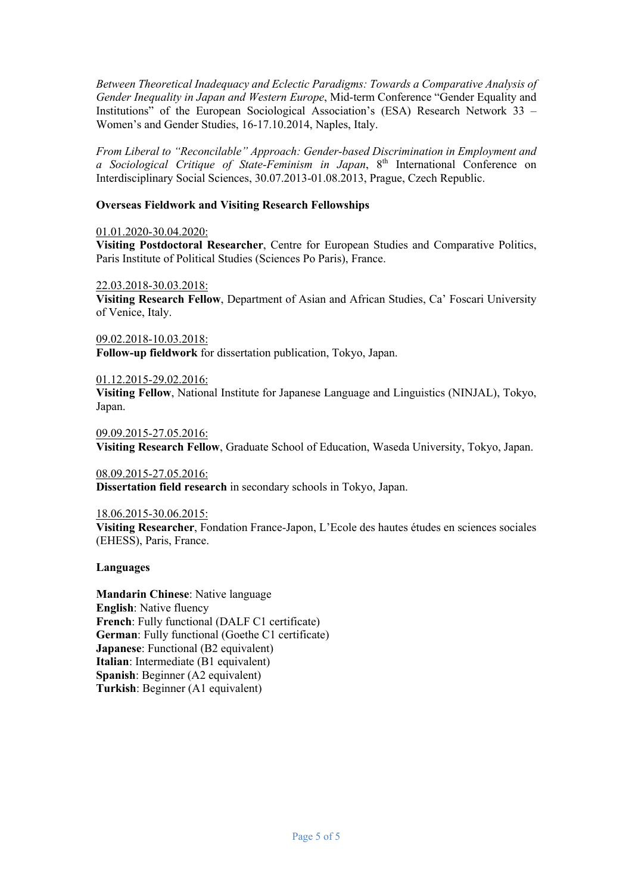*Between Theoretical Inadequacy and Eclectic Paradigms: Towards a Comparative Analysis of Gender Inequality in Japan and Western Europe*, Mid-term Conference "Gender Equality and Institutions" of the European Sociological Association's (ESA) Research Network 33 – Women's and Gender Studies, 16-17.10.2014, Naples, Italy.

*From Liberal to "Reconcilable" Approach: Gender-based Discrimination in Employment and a Sociological Critique of State-Feminism in Japan*, 8th International Conference on Interdisciplinary Social Sciences, 30.07.2013-01.08.2013, Prague, Czech Republic.

**Overseas Fieldwork and Visiting Research Fellowships**

<u>01.01.2020-30.04.2020:</u>
**Visiting Postdoctoral Researcher**, Centre for European Studies and Comparative Politics, Paris Institute of Political Studies (Sciences Po Paris), France.

<u>22.03.2018-30.03.2018:</u>
**Visiting Research Fellow**, Department of Asian and African Studies, Ca' Foscari University of Venice, Italy.

<u>09.02.2018-10.03.2018:</u>
**Follow-up fieldwork** for dissertation publication, Tokyo, Japan.

<u>01.12.2015-29.02.2016:</u>
**Visiting Fellow**, National Institute for Japanese Language and Linguistics (NINJAL), Tokyo, Japan.

<u>09.09.2015-27.05.2016:</u>
**Visiting Research Fellow**, Graduate School of Education, Waseda University, Tokyo, Japan.

<u>08.09.2015-27.05.2016:</u>
**Dissertation field research** in secondary schools in Tokyo, Japan.

<u>18.06.2015-30.06.2015:</u>
**Visiting Researcher**, Fondation France-Japon, L'Ecole des hautes études en sciences sociales (EHESS), Paris, France.

**Languages**

**Mandarin Chinese**: Native language
**English**: Native fluency
**French**: Fully functional (DALF C1 certificate)
**German**: Fully functional (Goethe C1 certificate)
**Japanese**: Functional (B2 equivalent)
**Italian**: Intermediate (B1 equivalent)
**Spanish**: Beginner (A2 equivalent)
**Turkish**: Beginner (A1 equivalent)